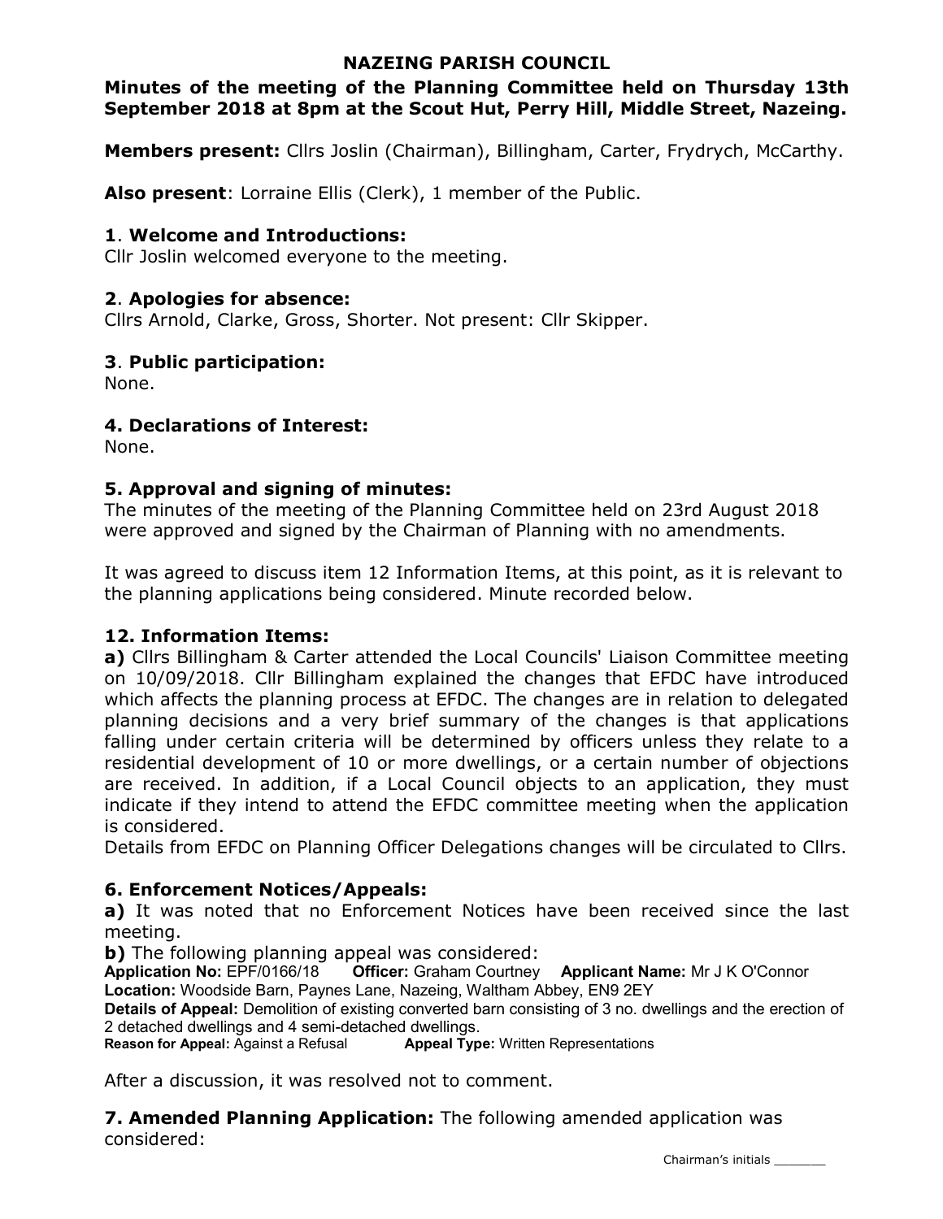# NAZEING PARISH COUNCIL

**Minutes of the meeting of the Planning Committee held on Thursday 13th September 2018 at 8pm at the Scout Hut, Perry Hill, Middle Street, Nazeing.**

**Members present:** Cllrs Joslin (Chairman), Billingham, Carter, Frydrych, McCarthy.

**Also present**: Lorraine Ellis (Clerk), 1 member of the Public.

### 1. Welcome and Introductions:

Cllr Joslin welcomed everyone to the meeting.

### 2. Apologies for absence:

Cllrs Arnold, Clarke, Gross, Shorter. Not present: Cllr Skipper.

### 3. Public participation:

None.

### 4. Declarations of Interest:

None.

### 5. Approval and signing of minutes:

The minutes of the meeting of the Planning Committee held on 23rd August 2018 were approved and signed by the Chairman of Planning with no amendments.

It was agreed to discuss item 12 Information Items, at this point, as it is relevant to the planning applications being considered. Minute recorded below.

### 12. Information Items:

**a)** Cllrs Billingham & Carter attended the Local Councils' Liaison Committee meeting on 10/09/2018. Cllr Billingham explained the changes that EFDC have introduced which affects the planning process at EFDC. The changes are in relation to delegated planning decisions and a very brief summary of the changes is that applications falling under certain criteria will be determined by officers unless they relate to a residential development of 10 or more dwellings, or a certain number of objections are received. In addition, if a Local Council objects to an application, they must indicate if they intend to attend the EFDC committee meeting when the application is considered.

Details from EFDC on Planning Officer Delegations changes will be circulated to Cllrs.

### 6. Enforcement Notices/Appeals:

**a)** It was noted that no Enforcement Notices have been received since the last meeting.

**b)** The following planning appeal was considered:

**Application No:** EPF/0166/18 **Officer:** Graham Courtney **Applicant Name:** Mr J K O'Connor
**Location:** Woodside Barn, Paynes Lane, Nazeing, Waltham Abbey, EN9 2EY
**Details of Appeal:** Demolition of existing converted barn consisting of 3 no. dwellings and the erection of 2 detached dwellings and 4 semi-detached dwellings.
**Reason for Appeal:** Against a Refusal **Appeal Type:** Written Representations

After a discussion, it was resolved not to comment.

**7. Amended Planning Application:** The following amended application was considered: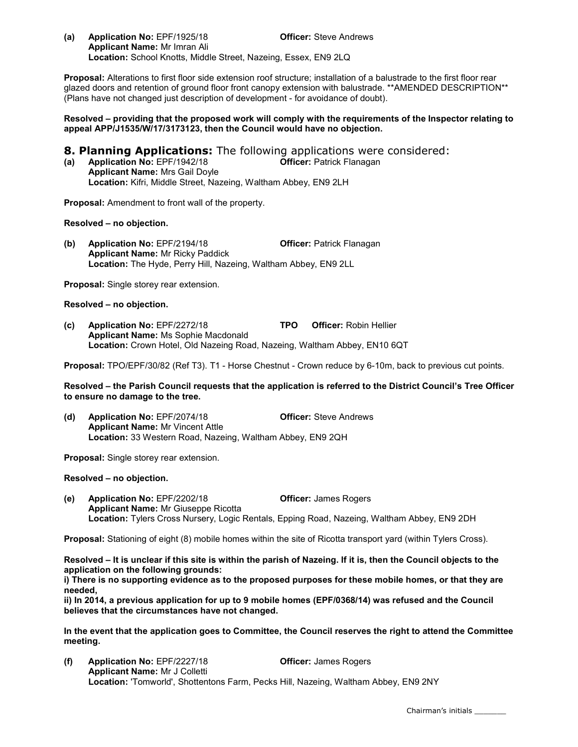**(a)** **Application No:** EPF/1925/18 **Officer:** Steve Andrews
**Applicant Name:** Mr Imran Ali
**Location:** School Knotts, Middle Street, Nazeing, Essex, EN9 2LQ

**Proposal:** Alterations to first floor side extension roof structure; installation of a balustrade to the first floor rear glazed doors and retention of ground floor front canopy extension with balustrade. **AMENDED DESCRIPTION** (Plans have not changed just description of development - for avoidance of doubt).

**Resolved – providing that the proposed work will comply with the requirements of the Inspector relating to appeal APP/J1535/W/17/3173123, then the Council would have no objection.**

## 8. Planning Applications: The following applications were considered:

**(a)** **Application No:** EPF/1942/18 **Officer:** Patrick Flanagan
**Applicant Name:** Mrs Gail Doyle
**Location:** Kifri, Middle Street, Nazeing, Waltham Abbey, EN9 2LH

**Proposal:** Amendment to front wall of the property.

**Resolved – no objection.**

**(b)** **Application No:** EPF/2194/18 **Officer:** Patrick Flanagan
**Applicant Name:** Mr Ricky Paddick
**Location:** The Hyde, Perry Hill, Nazeing, Waltham Abbey, EN9 2LL

**Proposal:** Single storey rear extension.

**Resolved – no objection.**

**(c)** **Application No:** EPF/2272/18 **TPO** **Officer:** Robin Hellier
**Applicant Name:** Ms Sophie Macdonald
**Location:** Crown Hotel, Old Nazeing Road, Nazeing, Waltham Abbey, EN10 6QT

**Proposal:** TPO/EPF/30/82 (Ref T3). T1 - Horse Chestnut - Crown reduce by 6-10m, back to previous cut points.

**Resolved – the Parish Council requests that the application is referred to the District Council's Tree Officer to ensure no damage to the tree.**

**(d)** **Application No:** EPF/2074/18 **Officer:** Steve Andrews
**Applicant Name:** Mr Vincent Attle
**Location:** 33 Western Road, Nazeing, Waltham Abbey, EN9 2QH

**Proposal:** Single storey rear extension.

**Resolved – no objection.**

**(e)** **Application No:** EPF/2202/18 **Officer:** James Rogers
**Applicant Name:** Mr Giuseppe Ricotta
**Location:** Tylers Cross Nursery, Logic Rentals, Epping Road, Nazeing, Waltham Abbey, EN9 2DH

**Proposal:** Stationing of eight (8) mobile homes within the site of Ricotta transport yard (within Tylers Cross).

**Resolved – It is unclear if this site is within the parish of Nazeing. If it is, then the Council objects to the application on the following grounds:**

**i) There is no supporting evidence as to the proposed purposes for these mobile homes, or that they are needed,**

**ii) In 2014, a previous application for up to 9 mobile homes (EPF/0368/14) was refused and the Council believes that the circumstances have not changed.**

**In the event that the application goes to Committee, the Council reserves the right to attend the Committee meeting.**

**(f)** **Application No:** EPF/2227/18 **Officer:** James Rogers
**Applicant Name:** Mr J Colletti
**Location:** 'Tomworld', Shottentons Farm, Pecks Hill, Nazeing, Waltham Abbey, EN9 2NY

Chairman's initials ________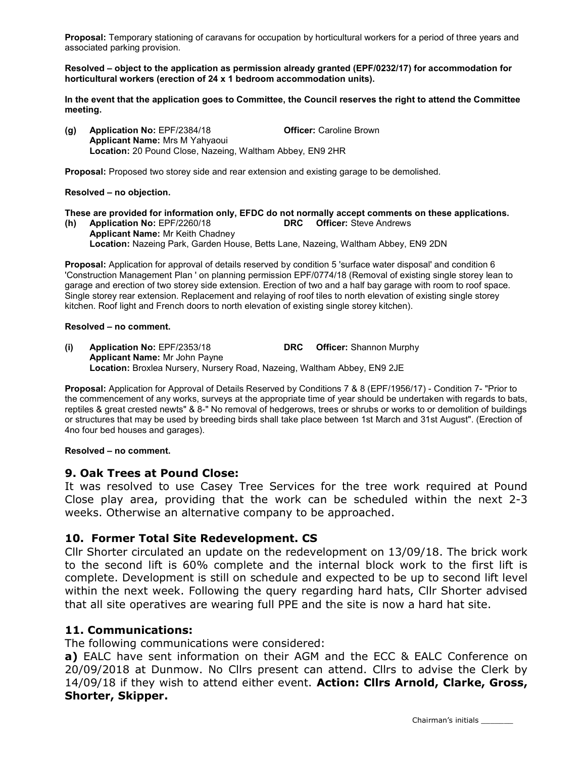**Proposal:** Temporary stationing of caravans for occupation by horticultural workers for a period of three years and associated parking provision.

**Resolved – object to the application as permission already granted (EPF/0232/17) for accommodation for horticultural workers (erection of 24 x 1 bedroom accommodation units).**

**In the event that the application goes to Committee, the Council reserves the right to attend the Committee meeting.**

**(g) Application No:** EPF/2384/18 **Officer:** Caroline Brown
**Applicant Name:** Mrs M Yahyaoui
**Location:** 20 Pound Close, Nazeing, Waltham Abbey, EN9 2HR

**Proposal:** Proposed two storey side and rear extension and existing garage to be demolished.

**Resolved – no objection.**

**These are provided for information only, EFDC do not normally accept comments on these applications.**

**(h) Application No:** EPF/2260/18 **DRC Officer:** Steve Andrews
**Applicant Name:** Mr Keith Chadney
**Location:** Nazeing Park, Garden House, Betts Lane, Nazeing, Waltham Abbey, EN9 2DN

**Proposal:** Application for approval of details reserved by condition 5 'surface water disposal' and condition 6 'Construction Management Plan ' on planning permission EPF/0774/18 (Removal of existing single storey lean to garage and erection of two storey side extension. Erection of two and a half bay garage with room to roof space. Single storey rear extension. Replacement and relaying of roof tiles to north elevation of existing single storey kitchen. Roof light and French doors to north elevation of existing single storey kitchen).

**Resolved – no comment.**

**(i) Application No:** EPF/2353/18 **DRC Officer:** Shannon Murphy
**Applicant Name:** Mr John Payne
**Location:** Broxlea Nursery, Nursery Road, Nazeing, Waltham Abbey, EN9 2JE

**Proposal:** Application for Approval of Details Reserved by Conditions 7 & 8 (EPF/1956/17) - Condition 7- "Prior to the commencement of any works, surveys at the appropriate time of year should be undertaken with regards to bats, reptiles & great crested newts" & 8-" No removal of hedgerows, trees or shrubs or works to or demolition of buildings or structures that may be used by breeding birds shall take place between 1st March and 31st August". (Erection of 4no four bed houses and garages).

**Resolved – no comment.**

## 9. Oak Trees at Pound Close:

It was resolved to use Casey Tree Services for the tree work required at Pound Close play area, providing that the work can be scheduled within the next 2-3 weeks. Otherwise an alternative company to be approached.

## 10. Former Total Site Redevelopment. CS

Cllr Shorter circulated an update on the redevelopment on 13/09/18. The brick work to the second lift is 60% complete and the internal block work to the first lift is complete. Development is still on schedule and expected to be up to second lift level within the next week. Following the query regarding hard hats, Cllr Shorter advised that all site operatives are wearing full PPE and the site is now a hard hat site.

## 11. Communications:

The following communications were considered:

**a)** EALC have sent information on their AGM and the ECC & EALC Conference on 20/09/2018 at Dunmow. No Cllrs present can attend. Cllrs to advise the Clerk by 14/09/18 if they wish to attend either event. **Action: Cllrs Arnold, Clarke, Gross, Shorter, Skipper.**

Chairman's initials _______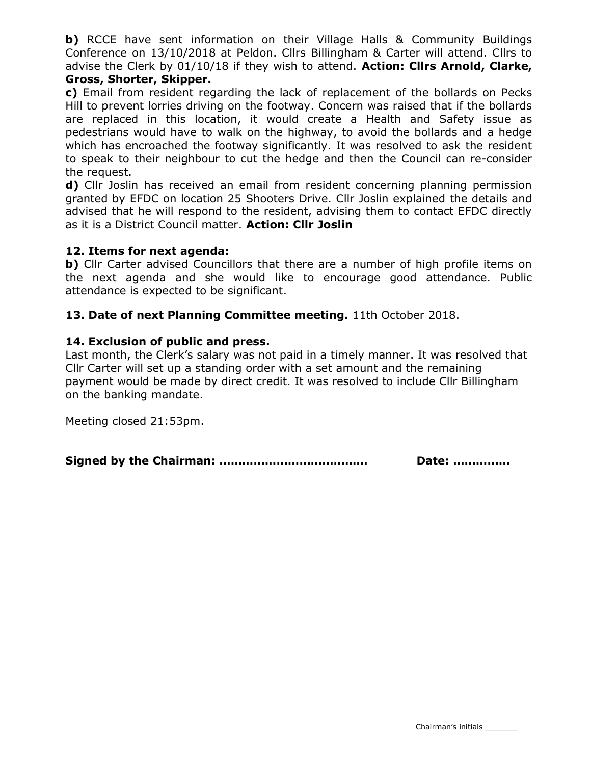**b)** RCCE have sent information on their Village Halls & Community Buildings Conference on 13/10/2018 at Peldon. Cllrs Billingham & Carter will attend. Cllrs to advise the Clerk by 01/10/18 if they wish to attend. **Action: Cllrs Arnold, Clarke, Gross, Shorter, Skipper.**

**c)** Email from resident regarding the lack of replacement of the bollards on Pecks Hill to prevent lorries driving on the footway. Concern was raised that if the bollards are replaced in this location, it would create a Health and Safety issue as pedestrians would have to walk on the highway, to avoid the bollards and a hedge which has encroached the footway significantly. It was resolved to ask the resident to speak to their neighbour to cut the hedge and then the Council can re-consider the request.

**d)** Cllr Joslin has received an email from resident concerning planning permission granted by EFDC on location 25 Shooters Drive. Cllr Joslin explained the details and advised that he will respond to the resident, advising them to contact EFDC directly as it is a District Council matter. **Action: Cllr Joslin**

### 12. Items for next agenda:

**b)** Cllr Carter advised Councillors that there are a number of high profile items on the next agenda and she would like to encourage good attendance. Public attendance is expected to be significant.

### 13. Date of next Planning Committee meeting.

11th October 2018.

### 14. Exclusion of public and press.

Last month, the Clerk's salary was not paid in a timely manner. It was resolved that Cllr Carter will set up a standing order with a set amount and the remaining payment would be made by direct credit. It was resolved to include Cllr Billingham on the banking mandate.

Meeting closed 21:53pm.

**Signed by the Chairman: ………………………………… Date: ……………**

Chairman's initials _______